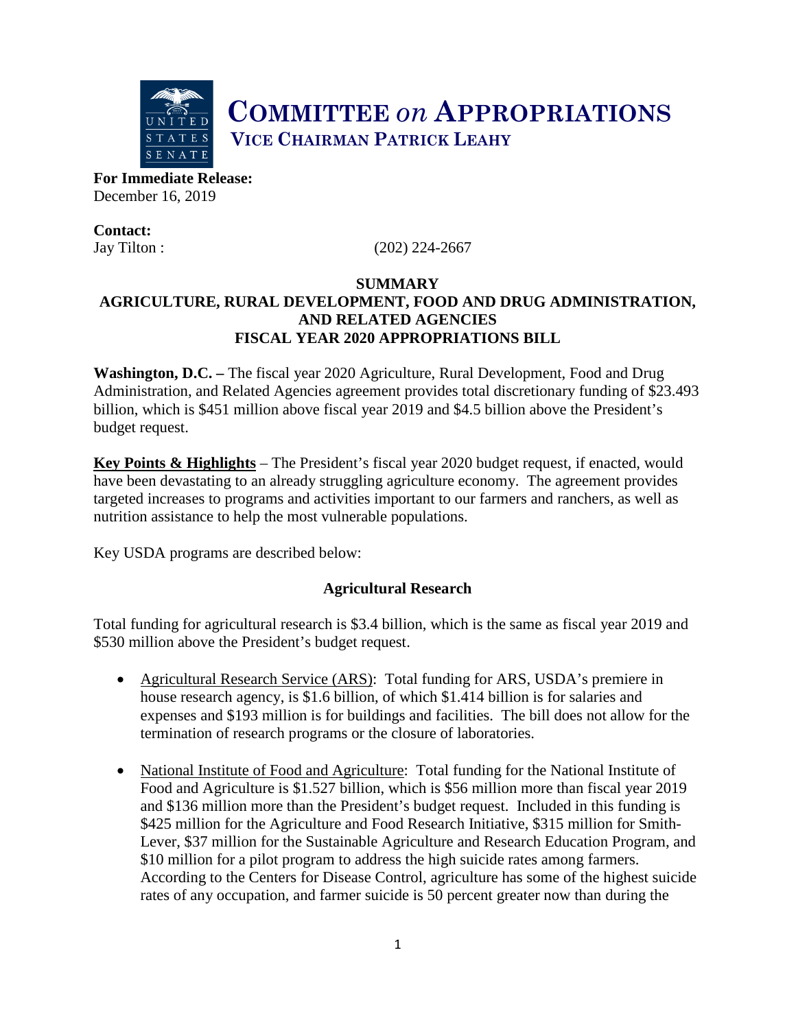# COMMITTEE *on* APPROPRIATIONS

## VICE CHAIRMAN PATRICK LEAHY

**For Immediate Release:**
December 16, 2019

**Contact:**
Jay Tilton : (202) 224-2667

**SUMMARY**
**AGRICULTURE, RURAL DEVELOPMENT, FOOD AND DRUG ADMINISTRATION, AND RELATED AGENCIES**
**FISCAL YEAR 2020 APPROPRIATIONS BILL**

**Washington, D.C. –** The fiscal year 2020 Agriculture, Rural Development, Food and Drug Administration, and Related Agencies agreement provides total discretionary funding of $23.493 billion, which is $451 million above fiscal year 2019 and $4.5 billion above the President's budget request.

**Key Points & Highlights** – The President's fiscal year 2020 budget request, if enacted, would have been devastating to an already struggling agriculture economy. The agreement provides targeted increases to programs and activities important to our farmers and ranchers, as well as nutrition assistance to help the most vulnerable populations.

Key USDA programs are described below:

### Agricultural Research

Total funding for agricultural research is $3.4 billion, which is the same as fiscal year 2019 and $530 million above the President's budget request.

- Agricultural Research Service (ARS): Total funding for ARS, USDA's premiere in house research agency, is $1.6 billion, of which $1.414 billion is for salaries and expenses and $193 million is for buildings and facilities. The bill does not allow for the termination of research programs or the closure of laboratories.

- National Institute of Food and Agriculture: Total funding for the National Institute of Food and Agriculture is $1.527 billion, which is $56 million more than fiscal year 2019 and $136 million more than the President's budget request. Included in this funding is $425 million for the Agriculture and Food Research Initiative, $315 million for Smith-Lever, $37 million for the Sustainable Agriculture and Research Education Program, and $10 million for a pilot program to address the high suicide rates among farmers. According to the Centers for Disease Control, agriculture has some of the highest suicide rates of any occupation, and farmer suicide is 50 percent greater now than during the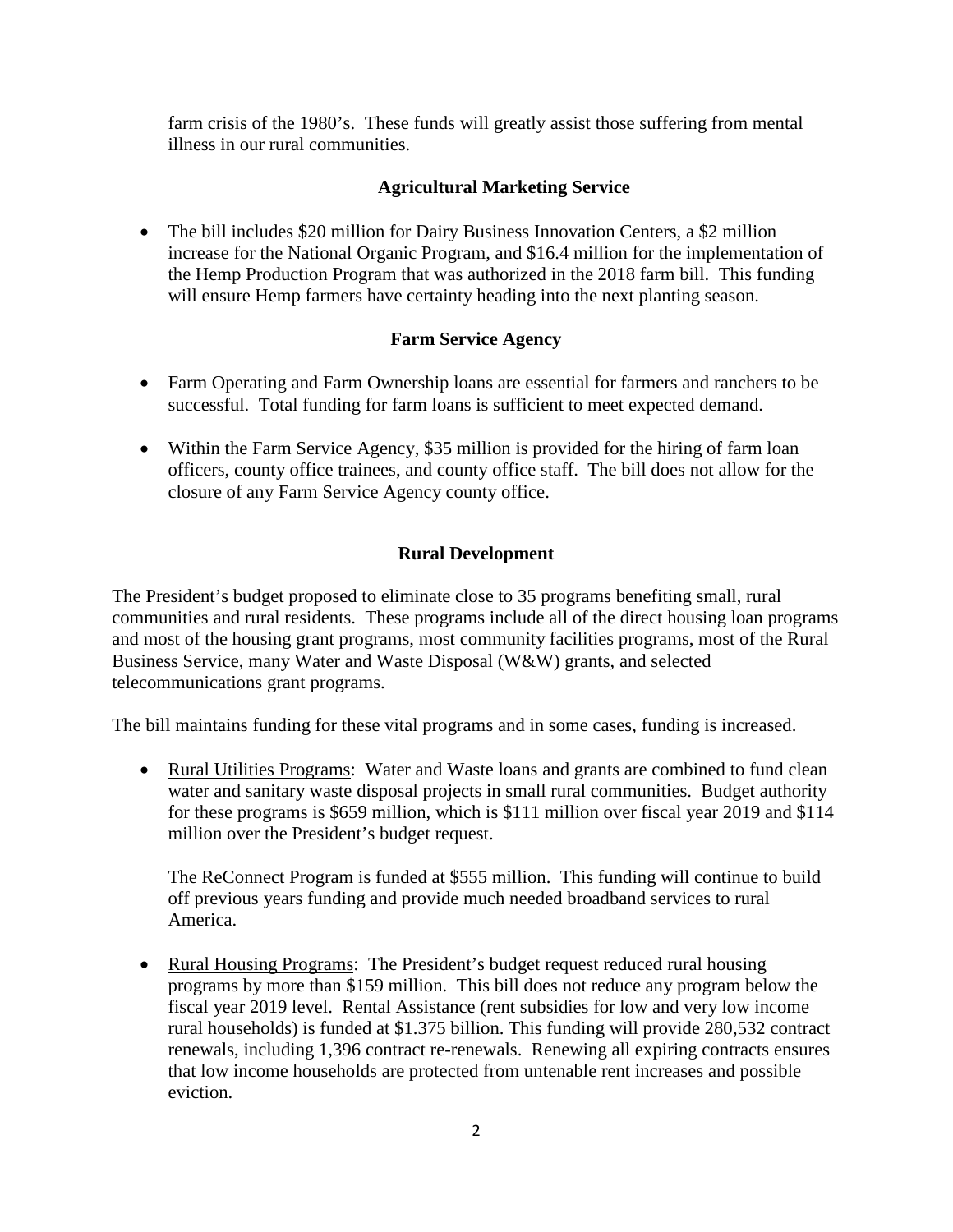farm crisis of the 1980's. These funds will greatly assist those suffering from mental illness in our rural communities.

### Agricultural Marketing Service

- The bill includes $20 million for Dairy Business Innovation Centers, a $2 million increase for the National Organic Program, and $16.4 million for the implementation of the Hemp Production Program that was authorized in the 2018 farm bill. This funding will ensure Hemp farmers have certainty heading into the next planting season.

### Farm Service Agency

- Farm Operating and Farm Ownership loans are essential for farmers and ranchers to be successful. Total funding for farm loans is sufficient to meet expected demand.
- Within the Farm Service Agency, $35 million is provided for the hiring of farm loan officers, county office trainees, and county office staff. The bill does not allow for the closure of any Farm Service Agency county office.

### Rural Development

The President's budget proposed to eliminate close to 35 programs benefiting small, rural communities and rural residents. These programs include all of the direct housing loan programs and most of the housing grant programs, most community facilities programs, most of the Rural Business Service, many Water and Waste Disposal (W&W) grants, and selected telecommunications grant programs.

The bill maintains funding for these vital programs and in some cases, funding is increased.

- <u>Rural Utilities Programs</u>: Water and Waste loans and grants are combined to fund clean water and sanitary waste disposal projects in small rural communities. Budget authority for these programs is $659 million, which is $111 million over fiscal year 2019 and $114 million over the President's budget request.

  The ReConnect Program is funded at $555 million. This funding will continue to build off previous years funding and provide much needed broadband services to rural America.

- <u>Rural Housing Programs</u>: The President's budget request reduced rural housing programs by more than $159 million. This bill does not reduce any program below the fiscal year 2019 level. Rental Assistance (rent subsidies for low and very low income rural households) is funded at $1.375 billion. This funding will provide 280,532 contract renewals, including 1,396 contract re-renewals. Renewing all expiring contracts ensures that low income households are protected from untenable rent increases and possible eviction.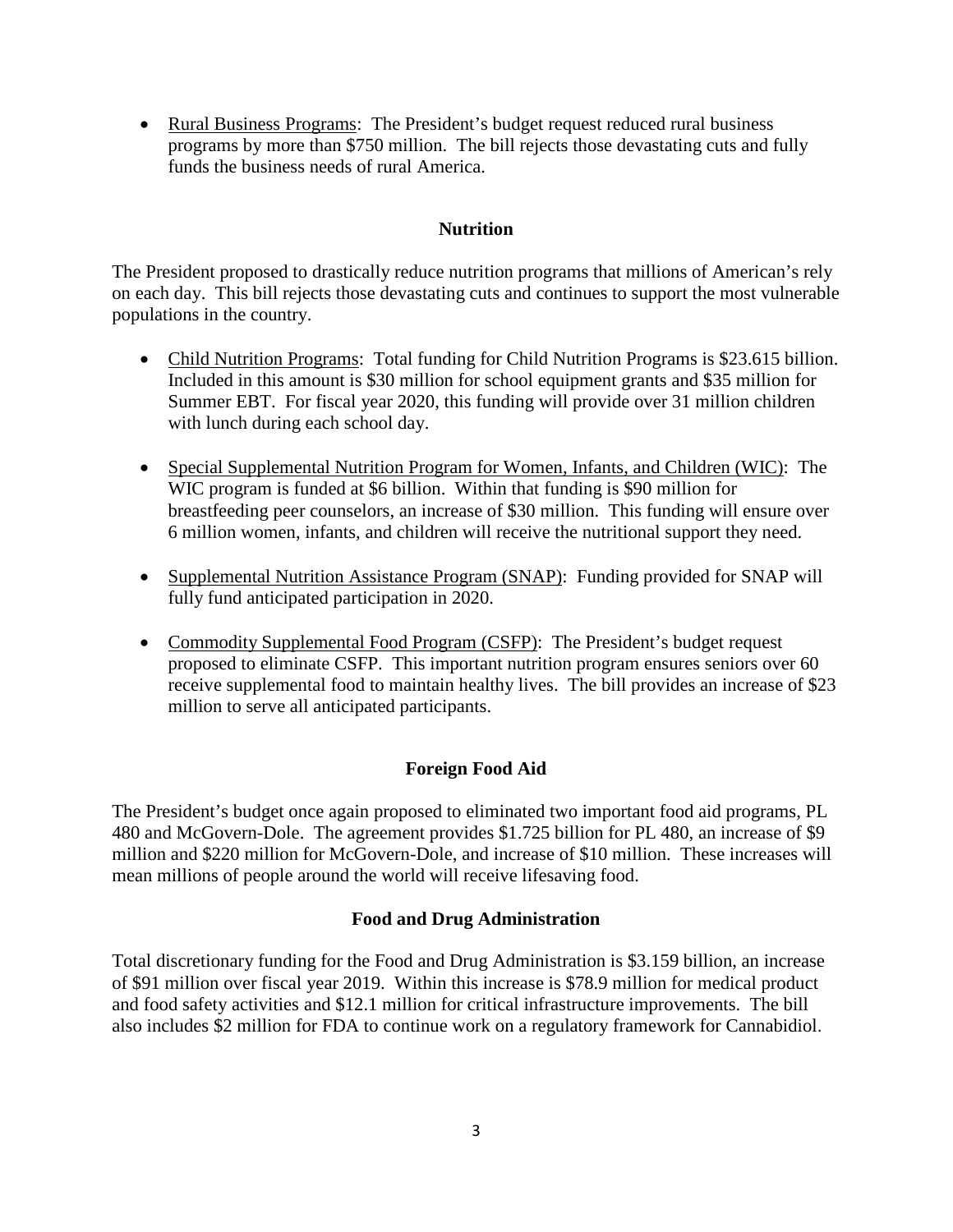- Rural Business Programs: The President's budget request reduced rural business programs by more than $750 million. The bill rejects those devastating cuts and fully funds the business needs of rural America.

## Nutrition

The President proposed to drastically reduce nutrition programs that millions of American's rely on each day. This bill rejects those devastating cuts and continues to support the most vulnerable populations in the country.

- Child Nutrition Programs: Total funding for Child Nutrition Programs is $23.615 billion. Included in this amount is $30 million for school equipment grants and $35 million for Summer EBT. For fiscal year 2020, this funding will provide over 31 million children with lunch during each school day.

- Special Supplemental Nutrition Program for Women, Infants, and Children (WIC): The WIC program is funded at $6 billion. Within that funding is $90 million for breastfeeding peer counselors, an increase of $30 million. This funding will ensure over 6 million women, infants, and children will receive the nutritional support they need.

- Supplemental Nutrition Assistance Program (SNAP): Funding provided for SNAP will fully fund anticipated participation in 2020.

- Commodity Supplemental Food Program (CSFP): The President's budget request proposed to eliminate CSFP. This important nutrition program ensures seniors over 60 receive supplemental food to maintain healthy lives. The bill provides an increase of $23 million to serve all anticipated participants.

## Foreign Food Aid

The President's budget once again proposed to eliminated two important food aid programs, PL 480 and McGovern-Dole. The agreement provides $1.725 billion for PL 480, an increase of $9 million and $220 million for McGovern-Dole, and increase of $10 million. These increases will mean millions of people around the world will receive lifesaving food.

## Food and Drug Administration

Total discretionary funding for the Food and Drug Administration is $3.159 billion, an increase of $91 million over fiscal year 2019. Within this increase is $78.9 million for medical product and food safety activities and $12.1 million for critical infrastructure improvements. The bill also includes $2 million for FDA to continue work on a regulatory framework for Cannabidiol.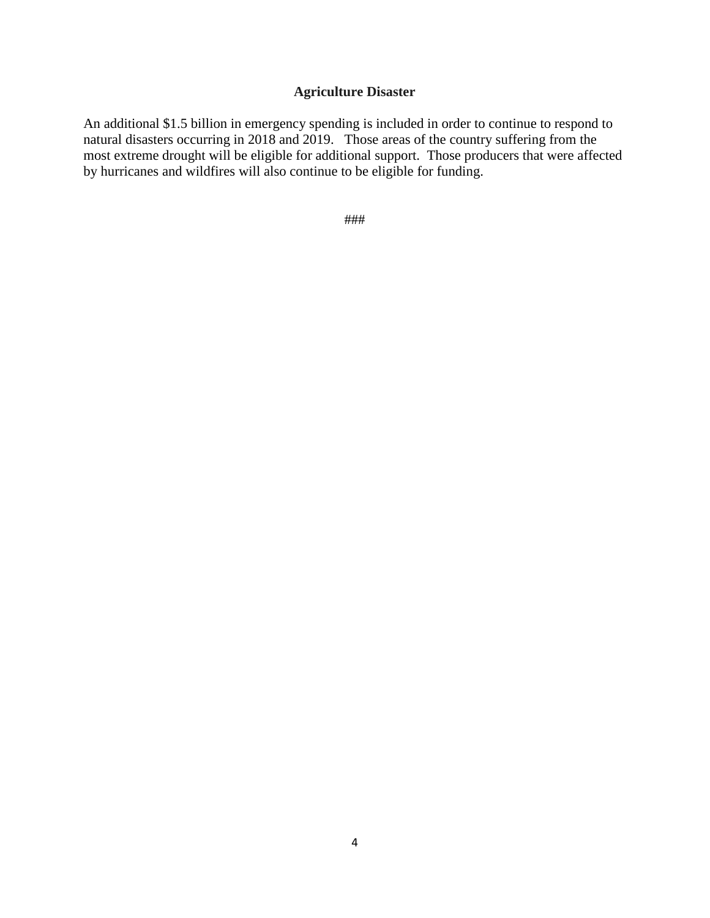## Agriculture Disaster

An additional $1.5 billion in emergency spending is included in order to continue to respond to natural disasters occurring in 2018 and 2019. Those areas of the country suffering from the most extreme drought will be eligible for additional support. Those producers that were affected by hurricanes and wildfires will also continue to be eligible for funding.

###